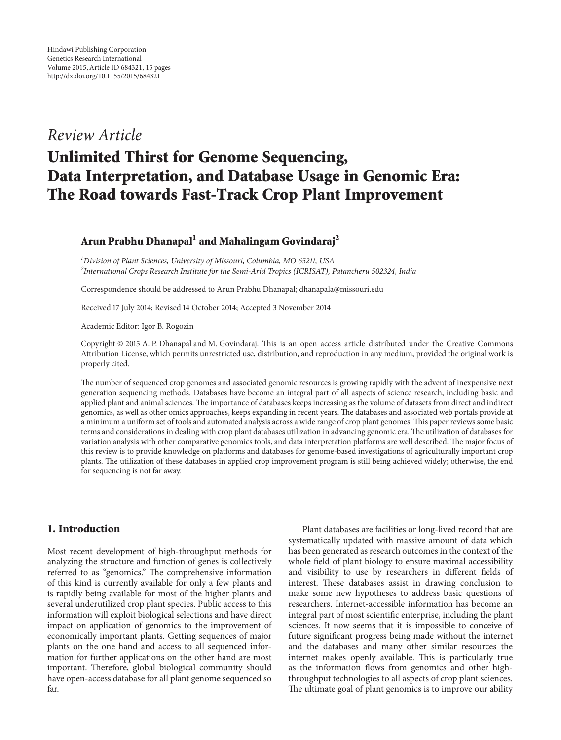Hindawi Publishing Corporation
Genetics Research International
Volume 2015, Article ID 684321, 15 pages
http://dx.doi.org/10.1155/2015/684321

*Review Article*

# Unlimited Thirst for Genome Sequencing, Data Interpretation, and Database Usage in Genomic Era: The Road towards Fast-Track Crop Plant Improvement

**Arun Prabhu Dhanapal[1] and Mahalingam Govindaraj[2]**

[1]*Division of Plant Sciences, University of Missouri, Columbia, MO 65211, USA*
[2]*International Crops Research Institute for the Semi-Arid Tropics (ICRISAT), Patancheru 502324, India*

Correspondence should be addressed to Arun Prabhu Dhanapal; dhanapala@missouri.edu

Received 17 July 2014; Revised 14 October 2014; Accepted 3 November 2014

Academic Editor: Igor B. Rogozin

Copyright © 2015 A. P. Dhanapal and M. Govindaraj. This is an open access article distributed under the Creative Commons Attribution License, which permits unrestricted use, distribution, and reproduction in any medium, provided the original work is properly cited.

The number of sequenced crop genomes and associated genomic resources is growing rapidly with the advent of inexpensive next generation sequencing methods. Databases have become an integral part of all aspects of science research, including basic and applied plant and animal sciences. The importance of databases keeps increasing as the volume of datasets from direct and indirect genomics, as well as other omics approaches, keeps expanding in recent years. The databases and associated web portals provide at a minimum a uniform set of tools and automated analysis across a wide range of crop plant genomes. This paper reviews some basic terms and considerations in dealing with crop plant databases utilization in advancing genomic era. The utilization of databases for variation analysis with other comparative genomics tools, and data interpretation platforms are well described. The major focus of this review is to provide knowledge on platforms and databases for genome-based investigations of agriculturally important crop plants. The utilization of these databases in applied crop improvement program is still being achieved widely; otherwise, the end for sequencing is not far away.

## 1. Introduction

Most recent development of high-throughput methods for analyzing the structure and function of genes is collectively referred to as "genomics." The comprehensive information of this kind is currently available for only a few plants and is rapidly being available for most of the higher plants and several underutilized crop plant species. Public access to this information will exploit biological selections and have direct impact on application of genomics to the improvement of economically important plants. Getting sequences of major plants on the one hand and access to all sequenced information for further applications on the other hand are most important. Therefore, global biological community should have open-access database for all plant genome sequenced so far.

Plant databases are facilities or long-lived record that are systematically updated with massive amount of data which has been generated as research outcomes in the context of the whole field of plant biology to ensure maximal accessibility and visibility to use by researchers in different fields of interest. These databases assist in drawing conclusion to make some new hypotheses to address basic questions of researchers. Internet-accessible information has become an integral part of most scientific enterprise, including the plant sciences. It now seems that it is impossible to conceive of future significant progress being made without the internet and the databases and many other similar resources the internet makes openly available. This is particularly true as the information flows from genomics and other high-throughput technologies to all aspects of crop plant sciences. The ultimate goal of plant genomics is to improve our ability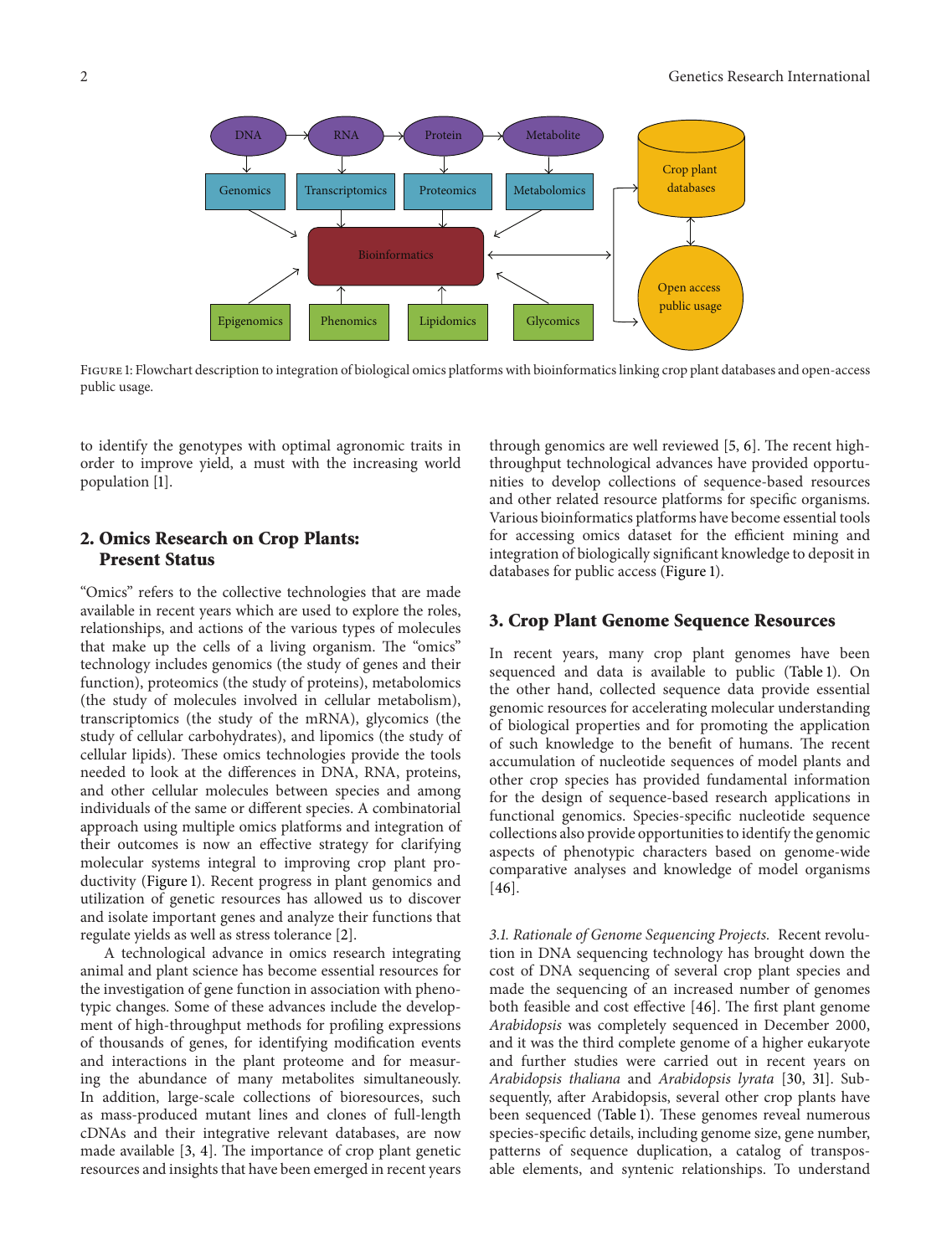Figure 1: Flowchart description to integration of biological omics platforms with bioinformatics linking crop plant databases and open-access public usage.

to identify the genotypes with optimal agronomic traits in order to improve yield, a must with the increasing world population [1].

## 2. Omics Research on Crop Plants: Present Status

"Omics" refers to the collective technologies that are made available in recent years which are used to explore the roles, relationships, and actions of the various types of molecules that make up the cells of a living organism. The "omics" technology includes genomics (the study of genes and their function), proteomics (the study of proteins), metabolomics (the study of molecules involved in cellular metabolism), transcriptomics (the study of the mRNA), glycomics (the study of cellular carbohydrates), and lipomics (the study of cellular lipids). These omics technologies provide the tools needed to look at the differences in DNA, RNA, proteins, and other cellular molecules between species and among individuals of the same or different species. A combinatorial approach using multiple omics platforms and integration of their outcomes is now an effective strategy for clarifying molecular systems integral to improving crop plant productivity (Figure 1). Recent progress in plant genomics and utilization of genetic resources has allowed us to discover and isolate important genes and analyze their functions that regulate yields as well as stress tolerance [2].

A technological advance in omics research integrating animal and plant science has become essential resources for the investigation of gene function in association with phenotypic changes. Some of these advances include the development of high-throughput methods for profiling expressions of thousands of genes, for identifying modification events and interactions in the plant proteome and for measuring the abundance of many metabolites simultaneously. In addition, large-scale collections of bioresources, such as mass-produced mutant lines and clones of full-length cDNAs and their integrative relevant databases, are now made available [3, 4]. The importance of crop plant genetic resources and insights that have been emerged in recent years through genomics are well reviewed [5, 6]. The recent high-throughput technological advances have provided opportunities to develop collections of sequence-based resources and other related resource platforms for specific organisms. Various bioinformatics platforms have become essential tools for accessing omics dataset for the efficient mining and integration of biologically significant knowledge to deposit in databases for public access (Figure 1).

## 3. Crop Plant Genome Sequence Resources

In recent years, many crop plant genomes have been sequenced and data is available to public (Table 1). On the other hand, collected sequence data provide essential genomic resources for accelerating molecular understanding of biological properties and for promoting the application of such knowledge to the benefit of humans. The recent accumulation of nucleotide sequences of model plants and other crop species has provided fundamental information for the design of sequence-based research applications in functional genomics. Species-specific nucleotide sequence collections also provide opportunities to identify the genomic aspects of phenotypic characters based on genome-wide comparative analyses and knowledge of model organisms [46].

*3.1. Rationale of Genome Sequencing Projects.* Recent revolution in DNA sequencing technology has brought down the cost of DNA sequencing of several crop plant species and made the sequencing of an increased number of genomes both feasible and cost effective [46]. The first plant genome *Arabidopsis* was completely sequenced in December 2000, and it was the third complete genome of a higher eukaryote and further studies were carried out in recent years on *Arabidopsis thaliana* and *Arabidopsis lyrata* [30, 31]. Subsequently, after Arabidopsis, several other crop plants have been sequenced (Table 1). These genomes reveal numerous species-specific details, including genome size, gene number, patterns of sequence duplication, a catalog of transposable elements, and syntenic relationships. To understand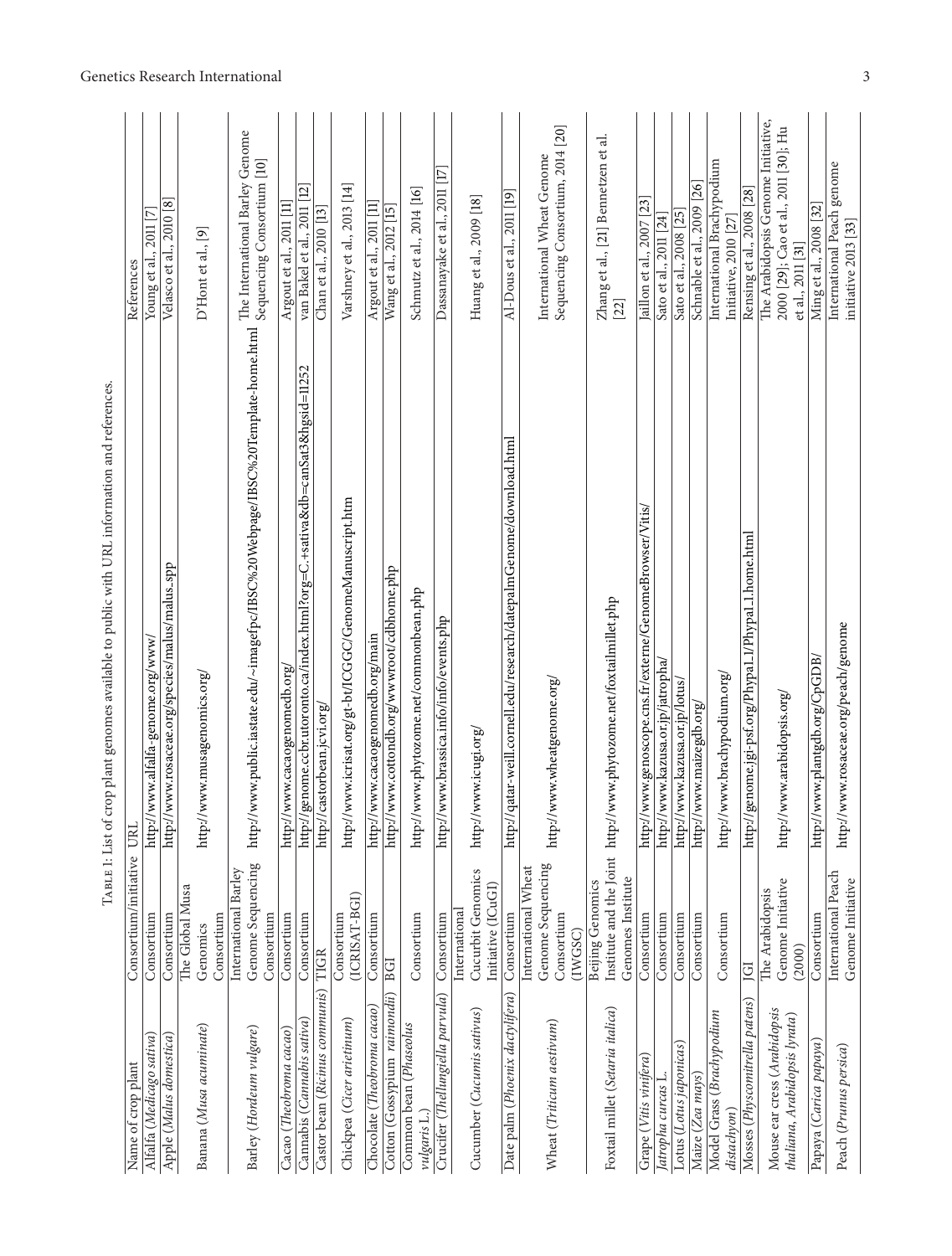Table 1: List of crop plant genomes available to public with URL information and references.

| Name of crop plant | Consortium/initiative | URL | References |
|---|---|---|---|
| Alfalfa (*Medicago sativa*) | Consortium | http://www.alfalfa-genome.org/www/ | Young et al., 2011 [7] |
| Apple (*Malus domestica*) | Consortium | http://www.rosaceae.org/species/malus/malus_spp | Velasco et al., 2010 [8] |
| Banana (*Musa acuminate*) | The Global Musa Genomics Consortium | http://www.musagenomics.org/ | D'Hont et al., [9] |
| Barley (*Hordeum vulgare*) | International Barley Genome Sequencing Consortium | http://www.public.iastate.edu/~imagefpc/IBSC%20Webpage/IBSC%20Template-home.html | The International Barley Genome Sequencing Consortium [10] |
| Cacao (*Theobroma cacao*) | Consortium | http://www.cacaogenomedb.org/ | Argout et al., 2011 [11] |
| Cannabis (*Cannabis sativa*) | Consortium | http://genome.ccbr.utoronto.ca/index.html?org=C.+sativa&db=canSat3&hgsid=11252 | van Bakel et al., 2011 [12] |
| Castor bean (*Ricinus communis*) | TIGR | http://castorbean.jcvi.org/ | Chan et al., 2010 [13] |
| Chickpea (*Cicer arietinum*) | Consortium (ICRISAT-BGI) | http://www.icrisat.org/gt-bt/ICGGC/GenomeManuscript.htm | Varshney et al., 2013 [14] |
| Chocolate (*Theobroma cacao*) | Consortium | http://www.cacaogenomedb.org/main | Argout et al., 2011 [11] |
| Cotton (*Gossypium raimondii*) | BGI | http://www.cottondb.org/wwwroot/cdbhome.php | Wang et al., 2012 [15] |
| Common bean (*Phaseolus vulgaris* L.) | Consortium | http://www.phytozome.net/commonbean.php | Schmutz et al., 2014 [16] |
| Crucifer (*Thellungiella parvula*) | Consortium | http://www.brassica.info/info/events.php | Dassanayake et al., 2011 [17] |
| Cucumber (*Cucumis sativus*) | International Cucurbit Genomics Initiative (ICuGI) | http://www.icugi.org/ | Huang et al., 2009 [18] |
| Date palm (*Phoenix dactylifera*) | Consortium | http://qatar-weill.cornell.edu/research/datepalmGenome/download.html | Al-Dous et al., 2011 [19] |
| Wheat (*Triticum aestivum*) | International Wheat Genome Sequencing Consortium (IWGSC) | http://www.wheatgenome.org/ | International Wheat Genome Sequencing Consortium, 2014 [20] |
| Foxtail millet (*Setaria italica*) | Beijing Genomics Institute and the Joint Genomes Institute | http://www.phytozome.net/foxtailmillet.php | Zhang et al., [21] Bennetzen et al. [22] |
| Grape (*Vitis vinifera*) | Consortium | http://www.genoscope.cns.fr/externe/GenomeBrowser/Vitis/ | Jaillon et al., 2007 [23] |
| *Jatropha curcas* L. | Consortium | http://www.kazusa.or.jp/jatropha/ | Sato et al., 2011 [24] |
| Lotus (*Lotus japonicas*) | Consortium | http://www.kazusa.or.jp/lotus/ | Sato et al., 2008 [25] |
| Maize (*Zea mays*) | Consortium | http://www.maizegdb.org/ | Schnable et al., 2009 [26] |
| Model Grass (*Brachypodium distachyon*) | Consortium | http://www.brachypodium.org/ | International Brachypodium Initiative, 2010 [27] |
| Mosses (*Physcomitrella patens*) | JGI | http://genome.jgi-psf.org/Phypa1_1/Phypa1_1.home.html | Rensing et al., 2008 [28] |
| Mouse ear cress (*Arabidopsis thaliana*, *Arabidopsis lyrata*) | The Arabidopsis Genome Initiative (2000) | http://www.arabidopsis.org/ | The Arabidopsis Genome Initiative, 2000 [29]; Cao et al., 2011 [30]; Hu et al., 2011 [31] |
| Papaya (*Carica papaya*) | Consortium | http://www.plantgdb.org/CpGDB/ | Ming et al., 2008 [32] |
| Peach (*Prunus persica*) | International Peach Genome Initiative | http://www.rosaceae.org/peach/genome | International Peach genome initiative 2013 [33] |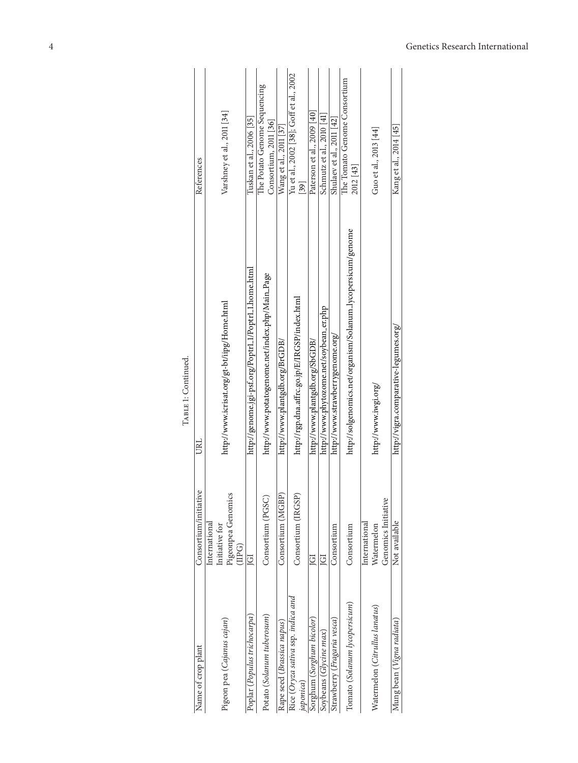Table 1: Continued.

| Name of crop plant | Consortium/initiative | URL | References |
|---|---|---|---|
| Pigeon pea (*Cajanus cajan*) | International Initiative for Pigeonpea Genomics (IIPG) | http://www.icrisat.org/gt-bt/iipg/Home.html | Varshney et al., 2011 [34] |
| Poplar (*Populus trichocarpa*) | JGI | http://genome.jgi-psf.org/Poptr1_1/Poptr1_1.home.html | Tuskan et al., 2006 [35] |
| Potato (*Solanum tuberosum*) | Consortium (PGSC) | http://www.potatogenome.net/index.php/Main_Page | The Potato Genome Sequencing Consortium, 2011 [36] |
| Rape seed (*Brassica napus*) | Consortium (MGBP) | http://www.plantgdb.org/BrGDB/ | Wang et al., 2011 [37] |
| Rice (*Oryza sativa* ssp. *indica* and *japonica*) | Consortium (IRGSP) | http://rgp.dna.affrc.go.jp/E/IRGSP/index.html | Yu et al., 2002 [38]; Goff et al., 2002 [39] |
| Sorghum (*Sorghum bicolor*) | JGI | http://www.plantgdb.org/SbGDB/ | Paterson et al., 2009 [40] |
| Soybeans (*Glycine max*) | JGI | http://www.phytozome.net/soybean_er.php | Schmutz et al., 2010 [41] |
| Strawberry (*Fragaria vesca*) | Consortium | http://www.strawberrygenome.org/ | Shulaev et al., 2011 [42] |
| Tomato (*Solanum lycopersicum*) | Consortium | http://solgenomics.net/organism/Solanum_lycopersicum/genome | The Tomato Genome Consortium 2012 [43] |
| Watermelon (*Citrullus lanatus*) | International Watermelon Genomics Initiative | http://www.iwgi.org/ | Guo et al., 2013 [44] |
| Mung bean (*Vigna radiata*) | Not available | http://vigra.comparative-legumes.org/ | Kang et al., 2014 [45] |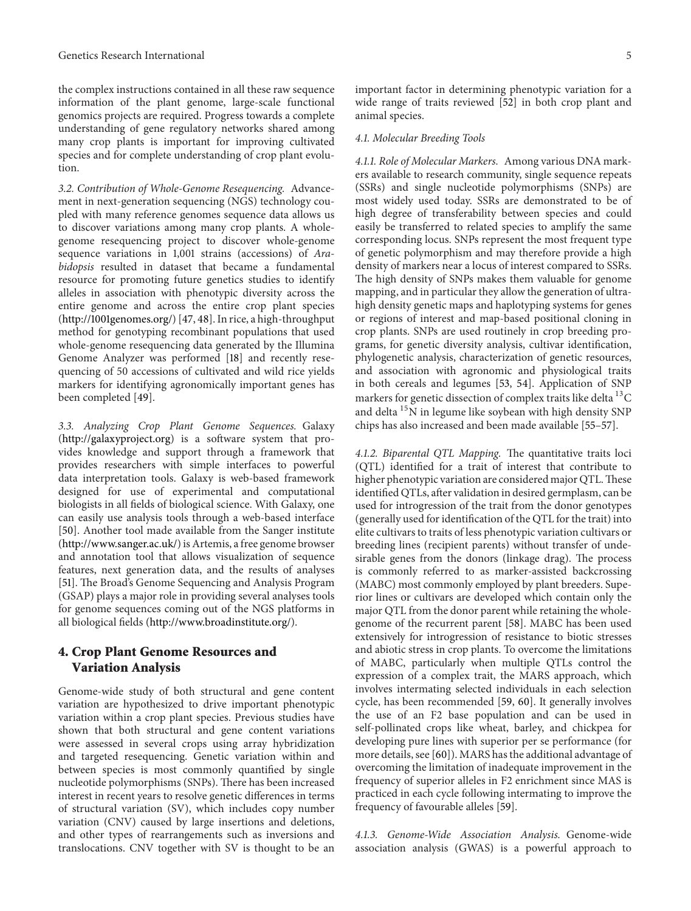the complex instructions contained in all these raw sequence information of the plant genome, large-scale functional genomics projects are required. Progress towards a complete understanding of gene regulatory networks shared among many crop plants is important for improving cultivated species and for complete understanding of crop plant evolution.

*3.2. Contribution of Whole-Genome Resequencing.* Advancement in next-generation sequencing (NGS) technology coupled with many reference genomes sequence data allows us to discover variations among many crop plants. A whole-genome resequencing project to discover whole-genome sequence variations in 1,001 strains (accessions) of *Arabidopsis* resulted in dataset that became a fundamental resource for promoting future genetics studies to identify alleles in association with phenotypic diversity across the entire genome and across the entire crop plant species (http://1001genomes.org/) [47, 48]. In rice, a high-throughput method for genotyping recombinant populations that used whole-genome resequencing data generated by the Illumina Genome Analyzer was performed [18] and recently resequencing of 50 accessions of cultivated and wild rice yields markers for identifying agronomically important genes has been completed [49].

*3.3. Analyzing Crop Plant Genome Sequences.* Galaxy (http://galaxyproject.org) is a software system that provides knowledge and support through a framework that provides researchers with simple interfaces to powerful data interpretation tools. Galaxy is web-based framework designed for use of experimental and computational biologists in all fields of biological science. With Galaxy, one can easily use analysis tools through a web-based interface [50]. Another tool made available from the Sanger institute (http://www.sanger.ac.uk/) is Artemis, a free genome browser and annotation tool that allows visualization of sequence features, next generation data, and the results of analyses [51]. The Broad's Genome Sequencing and Analysis Program (GSAP) plays a major role in providing several analyses tools for genome sequences coming out of the NGS platforms in all biological fields (http://www.broadinstitute.org/).

## 4. Crop Plant Genome Resources and Variation Analysis

Genome-wide study of both structural and gene content variation are hypothesized to drive important phenotypic variation within a crop plant species. Previous studies have shown that both structural and gene content variations were assessed in several crops using array hybridization and targeted resequencing. Genetic variation within and between species is most commonly quantified by single nucleotide polymorphisms (SNPs). There has been increased interest in recent years to resolve genetic differences in terms of structural variation (SV), which includes copy number variation (CNV) caused by large insertions and deletions, and other types of rearrangements such as inversions and translocations. CNV together with SV is thought to be an important factor in determining phenotypic variation for a wide range of traits reviewed [52] in both crop plant and animal species.

*4.1. Molecular Breeding Tools*

*4.1.1. Role of Molecular Markers.* Among various DNA markers available to research community, single sequence repeats (SSRs) and single nucleotide polymorphisms (SNPs) are most widely used today. SSRs are demonstrated to be of high degree of transferability between species and could easily be transferred to related species to amplify the same corresponding locus. SNPs represent the most frequent type of genetic polymorphism and may therefore provide a high density of markers near a locus of interest compared to SSRs. The high density of SNPs makes them valuable for genome mapping, and in particular they allow the generation of ultra-high density genetic maps and haplotyping systems for genes or regions of interest and map-based positional cloning in crop plants. SNPs are used routinely in crop breeding programs, for genetic diversity analysis, cultivar identification, phylogenetic analysis, characterization of genetic resources, and association with agronomic and physiological traits in both cereals and legumes [53, 54]. Application of SNP markers for genetic dissection of complex traits like delta $^{13}$C and delta $^{15}$N in legume like soybean with high density SNP chips has also increased and been made available [55–57].

*4.1.2. Biparental QTL Mapping.* The quantitative traits loci (QTL) identified for a trait of interest that contribute to higher phenotypic variation are considered major QTL. These identified QTLs, after validation in desired germplasm, can be used for introgression of the trait from the donor genotypes (generally used for identification of the QTL for the trait) into elite cultivars to traits of less phenotypic variation cultivars or breeding lines (recipient parents) without transfer of undesirable genes from the donors (linkage drag). The process is commonly referred to as marker-assisted backcrossing (MABC) most commonly employed by plant breeders. Superior lines or cultivars are developed which contain only the major QTL from the donor parent while retaining the whole-genome of the recurrent parent [58]. MABC has been used extensively for introgression of resistance to biotic stresses and abiotic stress in crop plants. To overcome the limitations of MABC, particularly when multiple QTLs control the expression of a complex trait, the MARS approach, which involves intermating selected individuals in each selection cycle, has been recommended [59, 60]. It generally involves the use of an F2 base population and can be used in self-pollinated crops like wheat, barley, and chickpea for developing pure lines with superior per se performance (for more details, see [60]). MARS has the additional advantage of overcoming the limitation of inadequate improvement in the frequency of superior alleles in F2 enrichment since MAS is practiced in each cycle following intermating to improve the frequency of favourable alleles [59].

*4.1.3. Genome-Wide Association Analysis.* Genome-wide association analysis (GWAS) is a powerful approach to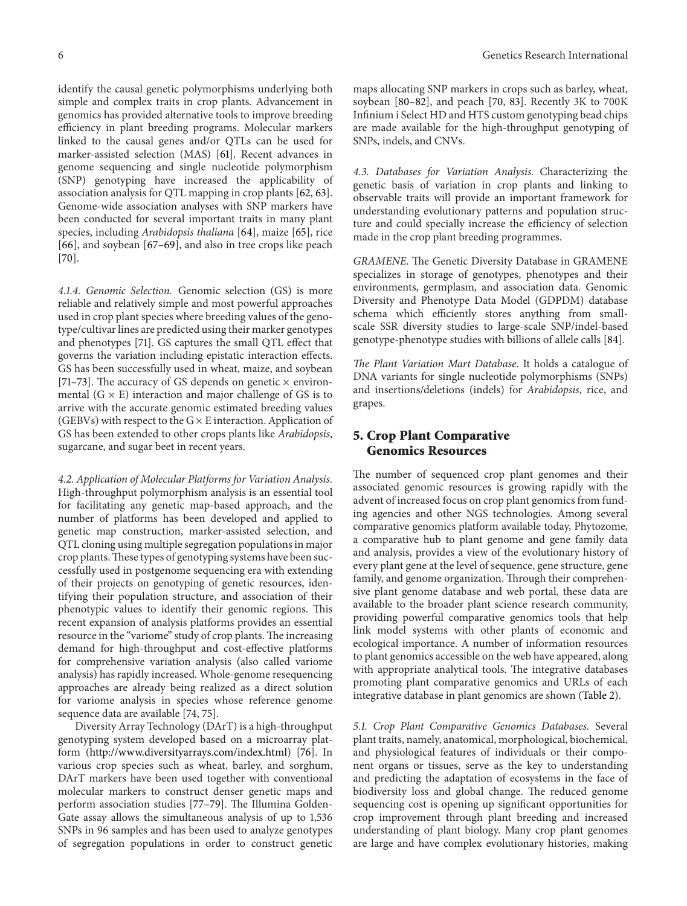identify the causal genetic polymorphisms underlying both simple and complex traits in crop plants. Advancement in genomics has provided alternative tools to improve breeding efficiency in plant breeding programs. Molecular markers linked to the causal genes and/or QTLs can be used for marker-assisted selection (MAS) [61]. Recent advances in genome sequencing and single nucleotide polymorphism (SNP) genotyping have increased the applicability of association analysis for QTL mapping in crop plants [62, 63]. Genome-wide association analyses with SNP markers have been conducted for several important traits in many plant species, including *Arabidopsis thaliana* [64], maize [65], rice [66], and soybean [67–69], and also in tree crops like peach [70].

*4.1.4. Genomic Selection.* Genomic selection (GS) is more reliable and relatively simple and most powerful approaches used in crop plant species where breeding values of the genotype/cultivar lines are predicted using their marker genotypes and phenotypes [71]. GS captures the small QTL effect that governs the variation including epistatic interaction effects. GS has been successfully used in wheat, maize, and soybean [71–73]. The accuracy of GS depends on genetic × environmental (G × E) interaction and major challenge of GS is to arrive with the accurate genomic estimated breeding values (GEBVs) with respect to the G × E interaction. Application of GS has been extended to other crops plants like *Arabidopsis*, sugarcane, and sugar beet in recent years.

*4.2. Application of Molecular Platforms for Variation Analysis.* High-throughput polymorphism analysis is an essential tool for facilitating any genetic map-based approach, and the number of platforms has been developed and applied to genetic map construction, marker-assisted selection, and QTL cloning using multiple segregation populations in major crop plants. These types of genotyping systems have been successfully used in postgenome sequencing era with extending of their projects on genotyping of genetic resources, identifying their population structure, and association of their phenotypic values to identify their genomic regions. This recent expansion of analysis platforms provides an essential resource in the "variome" study of crop plants. The increasing demand for high-throughput and cost-effective platforms for comprehensive variation analysis (also called variome analysis) has rapidly increased. Whole-genome resequencing approaches are already being realized as a direct solution for variome analysis in species whose reference genome sequence data are available [74, 75].

Diversity Array Technology (DArT) is a high-throughput genotyping system developed based on a microarray platform (http://www.diversityarrays.com/index.html) [76]. In various crop species such as wheat, barley, and sorghum, DArT markers have been used together with conventional molecular markers to construct denser genetic maps and perform association studies [77–79]. The Illumina GoldenGate assay allows the simultaneous analysis of up to 1,536 SNPs in 96 samples and has been used to analyze genotypes of segregation populations in order to construct genetic maps allocating SNP markers in crops such as barley, wheat, soybean [80–82], and peach [70, 83]. Recently 3K to 700K Infinium i Select HD and HTS custom genotyping bead chips are made available for the high-throughput genotyping of SNPs, indels, and CNVs.

*4.3. Databases for Variation Analysis.* Characterizing the genetic basis of variation in crop plants and linking to observable traits will provide an important framework for understanding evolutionary patterns and population structure and could specially increase the efficiency of selection made in the crop plant breeding programmes.

*GRAMENE.* The Genetic Diversity Database in GRAMENE specializes in storage of genotypes, phenotypes and their environments, germplasm, and association data. Genomic Diversity and Phenotype Data Model (GDPDM) database schema which efficiently stores anything from small-scale SSR diversity studies to large-scale SNP/indel-based genotype-phenotype studies with billions of allele calls [84].

*The Plant Variation Mart Database.* It holds a catalogue of DNA variants for single nucleotide polymorphisms (SNPs) and insertions/deletions (indels) for *Arabidopsis*, rice, and grapes.

## 5. Crop Plant Comparative Genomics Resources

The number of sequenced crop plant genomes and their associated genomic resources is growing rapidly with the advent of increased focus on crop plant genomics from funding agencies and other NGS technologies. Among several comparative genomics platform available today, Phytozome, a comparative hub to plant genome and gene family data and analysis, provides a view of the evolutionary history of every plant gene at the level of sequence, gene structure, gene family, and genome organization. Through their comprehensive plant genome database and web portal, these data are available to the broader plant science research community, providing powerful comparative genomics tools that help link model systems with other plants of economic and ecological importance. A number of information resources to plant genomics accessible on the web have appeared, along with appropriate analytical tools. The integrative databases promoting plant comparative genomics and URLs of each integrative database in plant genomics are shown (Table 2).

*5.1. Crop Plant Comparative Genomics Databases.* Several plant traits, namely, anatomical, morphological, biochemical, and physiological features of individuals or their component organs or tissues, serve as the key to understanding and predicting the adaptation of ecosystems in the face of biodiversity loss and global change. The reduced genome sequencing cost is opening up significant opportunities for crop improvement through plant breeding and increased understanding of plant biology. Many crop plant genomes are large and have complex evolutionary histories, making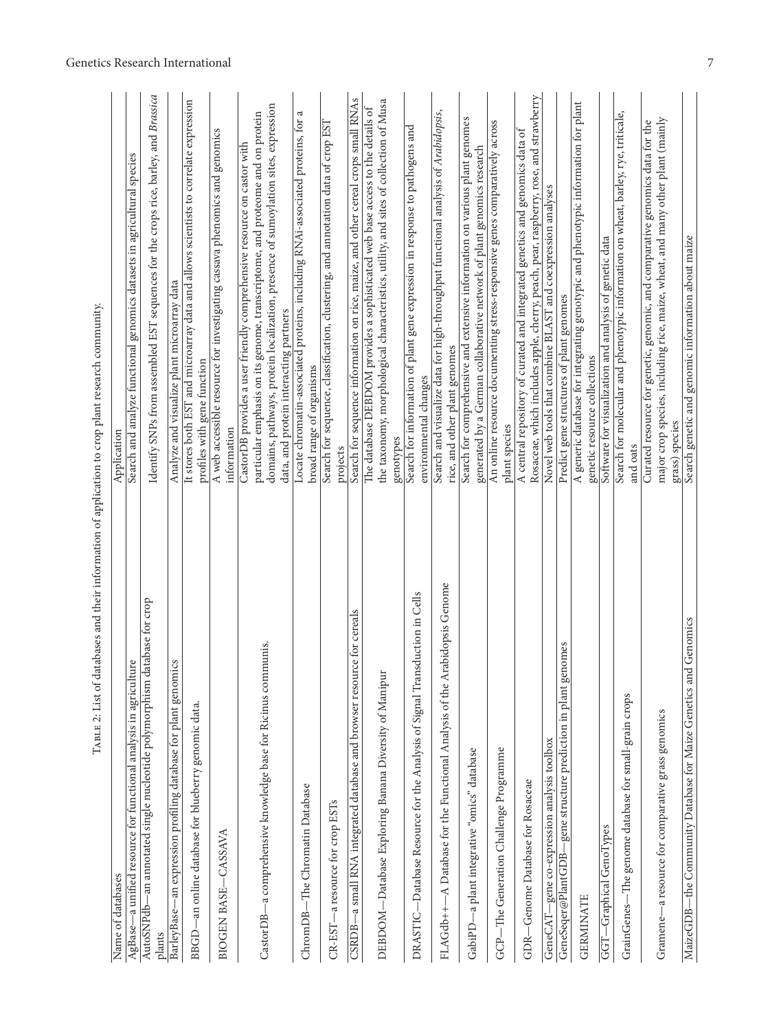Table 2: List of databases and their information of application to crop plant research community.

| Name of databases | Application |
|---|---|
| AgBase—a unified resource for functional analysis in agriculture | Search and analyze functional genomics datasets in agricultural species |
| AutoSNPdb—an annotated single nucleotide polymorphism database for crop plants | Identify SNPs from assembled EST sequences for the crops rice, barley, and *Brassica* |
| BarleyBase—an expression profiling database for plant genomics | Analyze and visualize plant microarray data |
| BBGD—an online database for blueberry genomic data. | It stores both EST and microarray data and allows scientists to correlate expression profiles with gene function |
| BIOGEN BASE—CASSAVA | A web accessible resource for investigating cassava phenomics and genomics information |
| CastorDB—a comprehensive knowledge base for Ricinus communis. | CastorDB provides a user friendly comprehensive resource on castor with particular emphasis on its genome, transcriptome, and proteome and on protein domains, pathways, protein localization, presence of sumoylation sites, expression data, and protein interacting partners |
| ChromDB—The Chromatin Database | Locate chromatin-associated proteins, including RNAi-associated proteins, for a broad range of organisms |
| CR-EST—a resource for crop ESTs | Search for sequence, classification, clustering, and annotation data of crop EST projects |
| CSRDB—a small RNA integrated database and browser resource for cereals | Search for sequence information on rice, maize, and other cereal crops small RNAs |
| DEBDOM—Database Exploring Banana Diversity of Manipur | The database DEBDOM provides a sophisticated web base access to the details of the taxonomy, morphological characteristics, utility, and sites of collection of Musa genotypes |
| DRASTIC—Database Resource for the Analysis of Signal Transduction in Cells | Search for information of plant gene expression in response to pathogens and environmental changes |
| FLAGdb++—A Database for the Functional Analysis of the Arabidopsis Genome | Search and visualize data for high-throughput functional analysis of *Arabidopsis*, rice, and other plant genomes |
| GabiPD—a plant integrative "omics" database | Search for comprehensive and extensive information on various plant genomes generated by a German collaborative network of plant genomics research |
| GCP—The Generation Challenge Programme | An online resource documenting stress-responsive genes comparatively across plant species |
| GDR—Genome Database for Rosaceae | A central repository of curated and integrated genetics and genomics data of Rosaceae, which includes apple, cherry, peach, pear, raspberry, rose, and strawberry |
| GeneCAT—gene co-expression analysis toolbox | Novel web tools that combine BLAST and coexpression analyses |
| GeneSeqer@PlantGDB—gene structure prediction in plant genomes | Predict gene structures of plant genomes |
| GERMINATE | A generic database for integrating genotypic and phenotypic information for plant genetic resource collections |
| GGT—Graphical GenoTypes | Software for visualization and analysis of genetic data |
| GrainGenes—The genome database for small-grain crops | Search for molecular and phenotypic information on wheat, barley, rye, triticale, and oats |
| Gramene—a resource for comparative grass genomics | Curated resource for genetic, genomic, and comparative genomics data for the major crop species, including rice, maize, wheat, and many other plant (mainly grass) species |
| MaizeGDB—the Community Database for Maize Genetics and Genomics | Search genetic and genomic information about maize |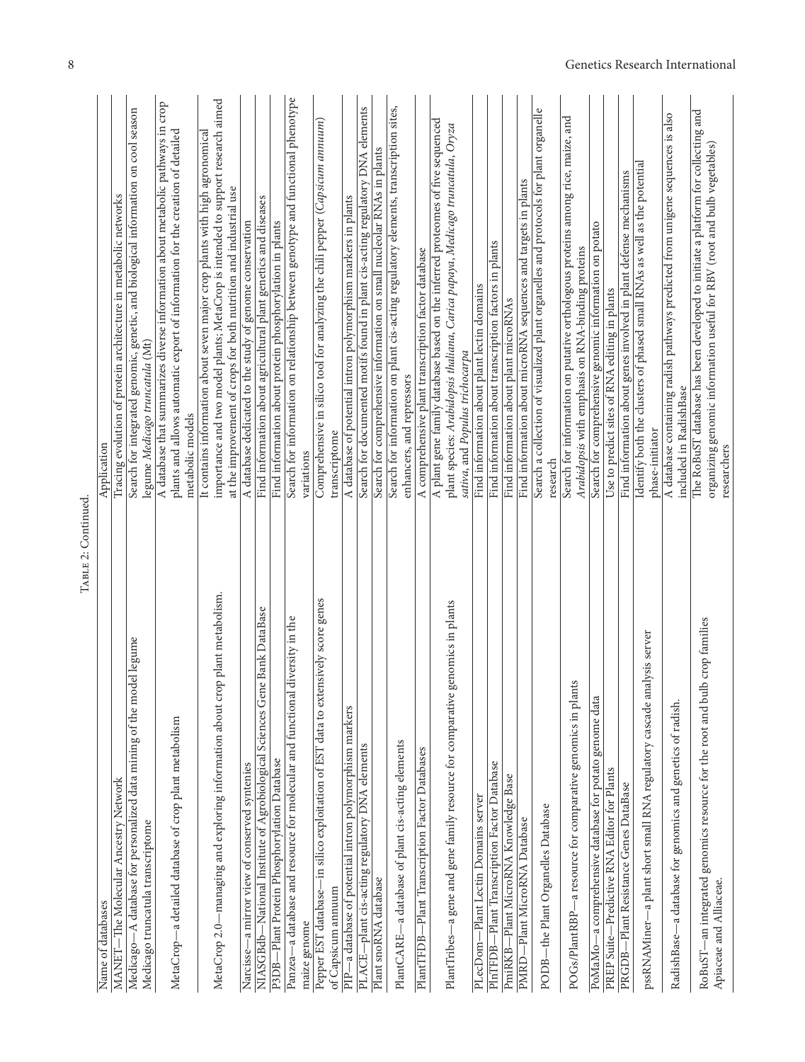Table 2: Continued.

| Name of databases | Application |
|---|---|
| MANET—The Molecular Ancestry Network | Tracing evolution of protein architecture in metabolic networks |
| Medicago—A database for personalized data mining of the model legume Medicago truncatula transcriptome | Search for integrated genomic, genetic, and biological information on cool season legume *Medicago truncatula* (Mt) |
| MetaCrop—a detailed database of crop plant metabolism | A database that summarizes diverse information about metabolic pathways in crop plants and allows automatic export of information for the creation of detailed metabolic models |
| MetaCrop 2.0—managing and exploring information about crop plant metabolism. | It contains information about seven major crop plants with high agronomical importance and two model plants; MetaCrop is intended to support research aimed at the improvement of crops for both nutrition and industrial use |
| Narcisse—a mirror view of conserved syntenies | A database dedicated to the study of genome conservation |
| NIASGBdb—National Institute of Agrobiological Sciences Gene Bank DataBase | Find information about agricultural plant genetics and diseases |
| P3DB—Plant Protein Phosphorylation Database | Find information about protein phosphorylation in plants |
| Panzea—a database and resource for molecular and functional diversity in the maize genome | Search for information on relationship between genotype and functional phenotype variations |
| Pepper EST database—in silico exploitation of EST data to extensively score genes of Capsicum annuum | Comprehensive in silico tool for analyzing the chili pepper (*Capsicum annuum*) transcriptome |
| PIP—a database of potential intron polymorphism markers | A database of potential intron polymorphism markers in plants |
| PLACE—plant cis-acting regulatory DNA elements | Search for documented motifs found in plant cis-acting regulatory DNA elements |
| Plant snoRNA database | Search for comprehensive information on small nucleolar RNAs in plants |
| PlantCARE—a database of plant cis-acting elements | Search for information on plant cis-acting regulatory elements, transcription sites, enhancers, and repressors |
| PlantTFDB—Plant Transcription Factor Databases | A comprehensive plant transcription factor database |
| PlantTribes—a gene and gene family resource for comparative genomics in plants | A plant gene family database based on the inferred proteomes of five sequenced plant species: *Arabidopsis thaliana*, *Carica papaya*, *Medicago truncatula*, *Oryza sativa*, and *Populus trichocarpa* |
| PLecDom—Plant Lectin Domains server | Find information about plant lectin domains |
| PlnTFDB—Plant Transcription Factor Database | Find information about transcription factors in plants |
| PmiRKB—Plant MicroRNA Knowledge Base | Find information about plant microRNAs |
| PMRD—Plant MicroRNA Database | Find information about microRNA sequences and targets in plants |
| PODB—the Plant Organelles Database | Search a collection of visualized plant organelles and protocols for plant organelle research |
| POGs/PlantRBP—a resource for comparative genomics in plants | Search for information on putative orthologous proteins among rice, maize, and *Arabidopsis* with emphasis on RNA-binding proteins |
| PoMaMo—a comprehensive database for potato genome data | Search for comprehensive genomic information on potato |
| PREP Suite—Predictive RNA Editor for Plants | Use to predict sites of RNA editing in plants |
| PRGDB—Plant Resistance Genes DataBase | Find information about genes involved in plant defense mechanisms |
| pssRNAMiner—a plant short small RNA regulatory cascade analysis server | Identify both the clusters of phased small RNAs as well as the potential phase-initiator |
| RadishBase—a database for genomics and genetics of radish. | A database containing radish pathways predicted from unigene sequences is also included in RadishBase |
| RoBuST—an integrated genomics resource for the root and bulb crop families Apiaceae and Alliaceae. | The RoBuST database has been developed to initiate a platform for collecting and organizing genomic information useful for RBV (root and bulb vegetables) researchers |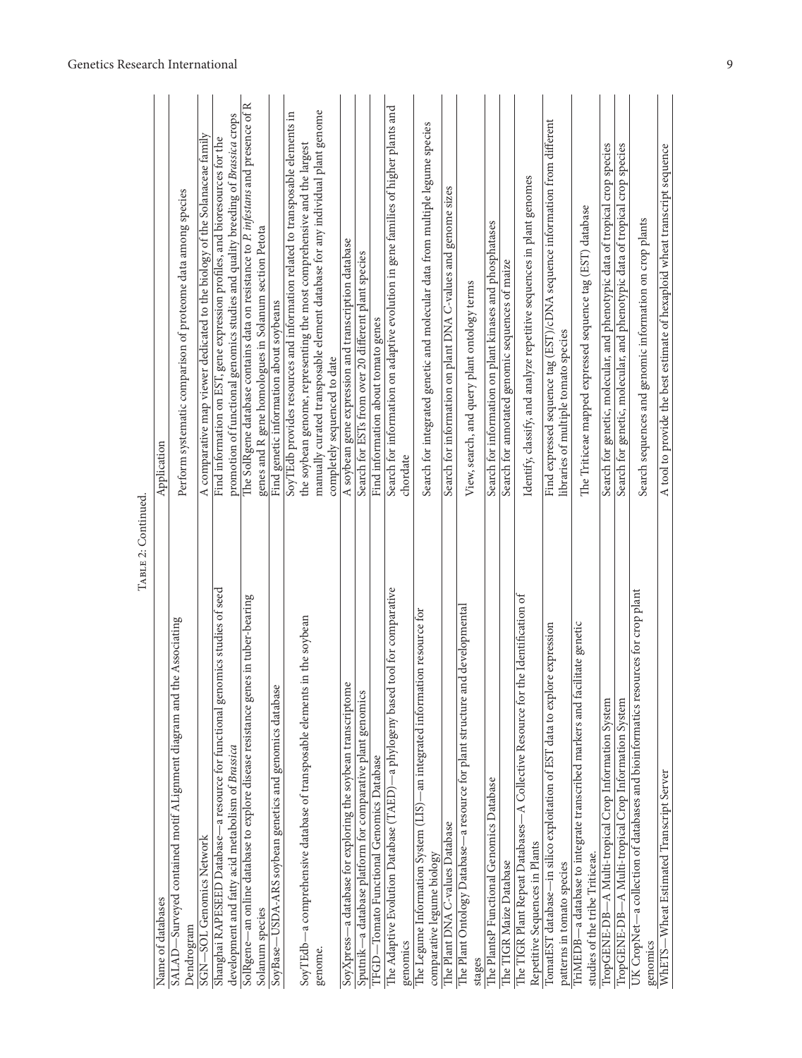Table 2: Continued.

| Name of databases | Application |
|---|---|
| SALAD—Surveyed contained motif ALignment diagram and the Associating Dendrogram | Perform systematic comparison of proteome data among species |
| SGN—SOL Genomics Network | A comparative map viewer dedicated to the biology of the Solanaceae family |
| Shanghai RAPESEED Database—a resource for functional genomics studies of seed development and fatty acid metabolism of *Brassica* | Find information on EST, gene expression profiles, and bioresources for the promotion of functional genomics studies and quality breeding of *Brassica* crops |
| SolRgene—an online database to explore disease resistance genes in tuber-bearing Solanum species | The SolRgene database contains data on resistance to *P. infestans* and presence of R genes and R gene homologues in Solanum section Petota |
| SoyBase—USDA-ARS soybean genetics and genomics database | Find genetic information about soybeans |
| SoyTEdb—a comprehensive database of transposable elements in the soybean genome. | SoyTEdb provides resources and information related to transposable elements in the soybean genome, representing the most comprehensive and the largest manually curated transposable element database for any individual plant genome completely sequenced to date |
| SoyXpress—a database for exploring the soybean transcriptome | A soybean gene expression and transcription database |
| Sputnik—a database platform for comparative plant genomics | Search for ESTs from over 20 different plant species |
| TFGD—Tomato Functional Genomics Database | Find information about tomato genes |
| The Adaptive Evolution Database (TAED)—a phylogeny based tool for comparative genomics | Search for information on adaptive evolution in gene families of higher plants and chordate |
| The Legume Information System (LIS)—an integrated information resource for comparative legume biology | Search for integrated genetic and molecular data from multiple legume species |
| The Plant DNA C-values Database | Search for information on plant DNA C-values and genome sizes |
| The Plant Ontology Database—a resource for plant structure and developmental stages | View, search, and query plant ontology terms |
| The PlantsP Functional Genomics Database | Search for information on plant kinases and phosphatases |
| The TIGR Maize Database | Search for annotated genomic sequences of maize |
| The TIGR Plant Repeat Databases—A Collective Resource for the Identification of Repetitive Sequences in Plants | Identify, classify, and analyze repetitive sequences in plant genomes |
| TomatEST database—in silico exploitation of EST data to explore expression patterns in tomato species | Find expressed sequence tag (EST)/cDNA sequence information from different libraries of multiple tomato species |
| TriMEDB—a database to integrate transcribed markers and facilitate genetic studies of the tribe Triticeae. | The Triticeae mapped expressed sequence tag (EST) database |
| TropGENE-DB—A Multi-tropical Crop Information System | Search for genetic, molecular, and phenotypic data of tropical crop species |
| TropGENE-DB—A Multi-tropical Crop Information System | Search for genetic, molecular, and phenotypic data of tropical crop species |
| UK CropNet—a collection of databases and bioinformatics resources for crop plant genomics | Search sequences and genomic information on crop plants |
| WhETS—Wheat Estimated Transcript Server | A tool to provide the best estimate of hexaploid wheat transcript sequence |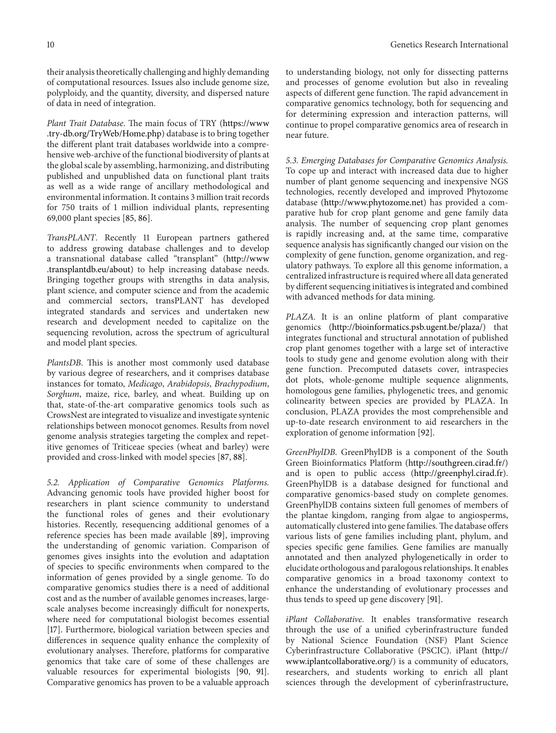their analysis theoretically challenging and highly demanding of computational resources. Issues also include genome size, polyploidy, and the quantity, diversity, and dispersed nature of data in need of integration.

*Plant Trait Database*. The main focus of TRY (https://www.try-db.org/TryWeb/Home.php) database is to bring together the different plant trait databases worldwide into a comprehensive web-archive of the functional biodiversity of plants at the global scale by assembling, harmonizing, and distributing published and unpublished data on functional plant traits as well as a wide range of ancillary methodological and environmental information. It contains 3 million trait records for 750 traits of 1 million individual plants, representing 69,000 plant species [85, 86].

*TransPLANT*. Recently 11 European partners gathered to address growing database challenges and to develop a transnational database called "transplant" (http://www.transplantdb.eu/about) to help increasing database needs. Bringing together groups with strengths in data analysis, plant science, and computer science and from the academic and commercial sectors, transPLANT has developed integrated standards and services and undertaken new research and development needed to capitalize on the sequencing revolution, across the spectrum of agricultural and model plant species.

*PlantsDB*. This is another most commonly used database by various degree of researchers, and it comprises database instances for tomato, *Medicago*, *Arabidopsis*, *Brachypodium*, *Sorghum*, maize, rice, barley, and wheat. Building up on that, state-of-the-art comparative genomics tools such as CrowsNest are integrated to visualize and investigate syntenic relationships between monocot genomes. Results from novel genome analysis strategies targeting the complex and repetitive genomes of Triticeae species (wheat and barley) were provided and cross-linked with model species [87, 88].

*5.2. Application of Comparative Genomics Platforms.* Advancing genomic tools have provided higher boost for researchers in plant science community to understand the functional roles of genes and their evolutionary histories. Recently, resequencing additional genomes of a reference species has been made available [89], improving the understanding of genomic variation. Comparison of genomes gives insights into the evolution and adaptation of species to specific environments when compared to the information of genes provided by a single genome. To do comparative genomics studies there is a need of additional cost and as the number of available genomes increases, large-scale analyses become increasingly difficult for nonexperts, where need for computational biologist becomes essential [17]. Furthermore, biological variation between species and differences in sequence quality enhance the complexity of evolutionary analyses. Therefore, platforms for comparative genomics that take care of some of these challenges are valuable resources for experimental biologists [90, 91]. Comparative genomics has proven to be a valuable approach to understanding biology, not only for dissecting patterns and processes of genome evolution but also in revealing aspects of different gene function. The rapid advancement in comparative genomics technology, both for sequencing and for determining expression and interaction patterns, will continue to propel comparative genomics area of research in near future.

*5.3. Emerging Databases for Comparative Genomics Analysis.* To cope up and interact with increased data due to higher number of plant genome sequencing and inexpensive NGS technologies, recently developed and improved Phytozome database (http://www.phytozome.net) has provided a comparative hub for crop plant genome and gene family data analysis. The number of sequencing crop plant genomes is rapidly increasing and, at the same time, comparative sequence analysis has significantly changed our vision on the complexity of gene function, genome organization, and regulatory pathways. To explore all this genome information, a centralized infrastructure is required where all data generated by different sequencing initiatives is integrated and combined with advanced methods for data mining.

*PLAZA*. It is an online platform of plant comparative genomics (http://bioinformatics.psb.ugent.be/plaza/) that integrates functional and structural annotation of published crop plant genomes together with a large set of interactive tools to study gene and genome evolution along with their gene function. Precomputed datasets cover, intraspecies dot plots, whole-genome multiple sequence alignments, homologous gene families, phylogenetic trees, and genomic colinearity between species are provided by PLAZA. In conclusion, PLAZA provides the most comprehensible and up-to-date research environment to aid researchers in the exploration of genome information [92].

*GreenPhylDB*. GreenPhylDB is a component of the South Green Bioinformatics Platform (http://southgreen.cirad.fr/) and is open to public access (http://greenphyl.cirad.fr). GreenPhylDB is a database designed for functional and comparative genomics-based study on complete genomes. GreenPhylDB contains sixteen full genomes of members of the plantae kingdom, ranging from algae to angiosperms, automatically clustered into gene families. The database offers various lists of gene families including plant, phylum, and species specific gene families. Gene families are manually annotated and then analyzed phylogenetically in order to elucidate orthologous and paralogous relationships. It enables comparative genomics in a broad taxonomy context to enhance the understanding of evolutionary processes and thus tends to speed up gene discovery [91].

*iPlant Collaborative*. It enables transformative research through the use of a unified cyberinfrastructure funded by National Science Foundation (NSF) Plant Science Cyberinfrastructure Collaborative (PSCIC). iPlant (http://www.iplantcollaborative.org/) is a community of educators, researchers, and students working to enrich all plant sciences through the development of cyberinfrastructure,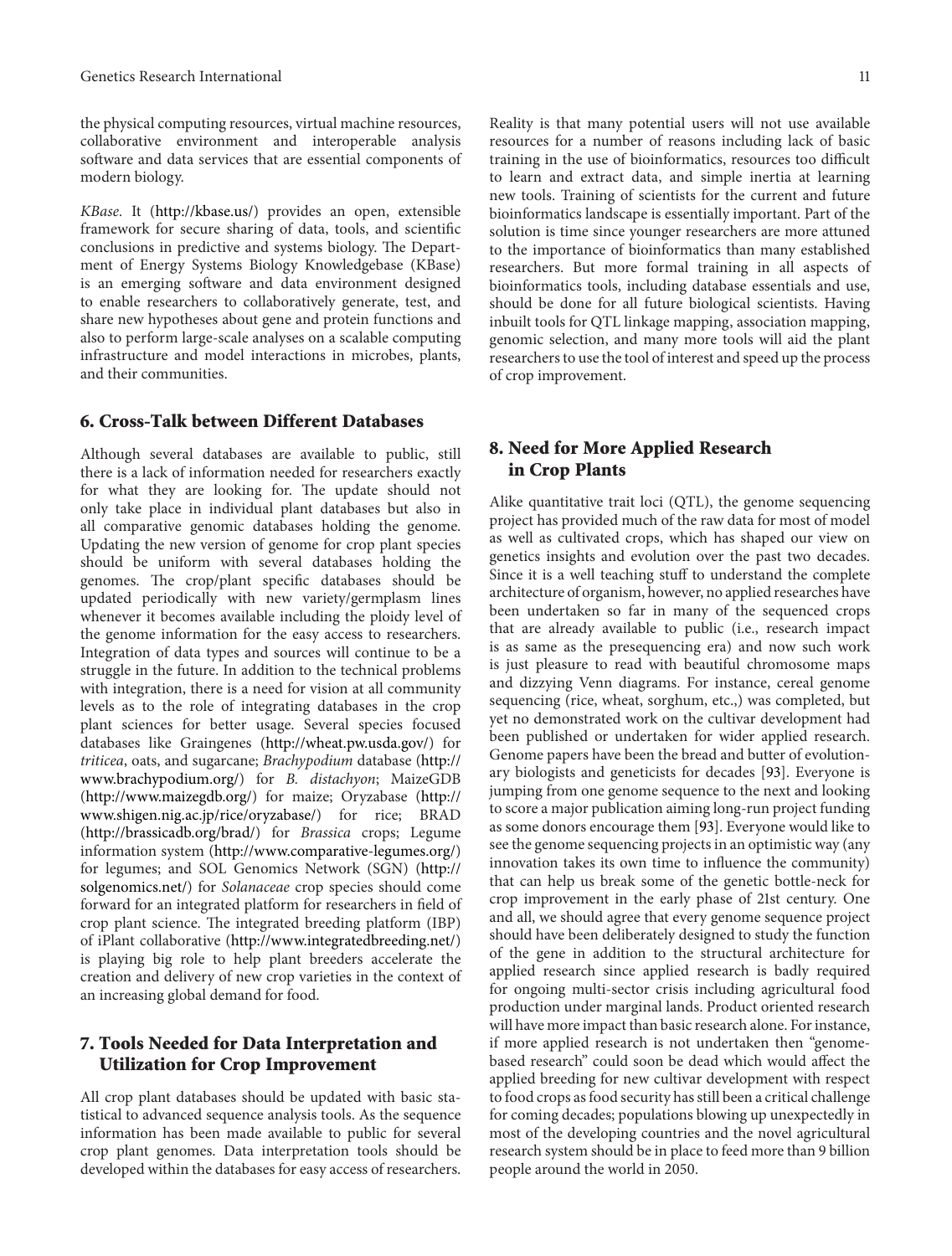the physical computing resources, virtual machine resources, collaborative environment and interoperable analysis software and data services that are essential components of modern biology.

*KBase.* It (http://kbase.us/) provides an open, extensible framework for secure sharing of data, tools, and scientific conclusions in predictive and systems biology. The Department of Energy Systems Biology Knowledgebase (KBase) is an emerging software and data environment designed to enable researchers to collaboratively generate, test, and share new hypotheses about gene and protein functions and also to perform large-scale analyses on a scalable computing infrastructure and model interactions in microbes, plants, and their communities.

## 6. Cross-Talk between Different Databases

Although several databases are available to public, still there is a lack of information needed for researchers exactly for what they are looking for. The update should not only take place in individual plant databases but also in all comparative genomic databases holding the genome. Updating the new version of genome for crop plant species should be uniform with several databases holding the genomes. The crop/plant specific databases should be updated periodically with new variety/germplasm lines whenever it becomes available including the ploidy level of the genome information for the easy access to researchers. Integration of data types and sources will continue to be a struggle in the future. In addition to the technical problems with integration, there is a need for vision at all community levels as to the role of integrating databases in the crop plant sciences for better usage. Several species focused databases like Graingenes (http://wheat.pw.usda.gov/) for *triticea*, oats, and sugarcane; *Brachypodium* database (http://www.brachypodium.org/) for *B. distachyon*; MaizeGDB (http://www.maizegdb.org/) for maize; Oryzabase (http://www.shigen.nig.ac.jp/rice/oryzabase/) for rice; BRAD (http://brassicadb.org/brad/) for *Brassica* crops; Legume information system (http://www.comparative-legumes.org/) for legumes; and SOL Genomics Network (SGN) (http://solgenomics.net/) for *Solanaceae* crop species should come forward for an integrated platform for researchers in field of crop plant science. The integrated breeding platform (IBP) of iPlant collaborative (http://www.integratedbreeding.net/) is playing big role to help plant breeders accelerate the creation and delivery of new crop varieties in the context of an increasing global demand for food.

## 7. Tools Needed for Data Interpretation and Utilization for Crop Improvement

All crop plant databases should be updated with basic statistical to advanced sequence analysis tools. As the sequence information has been made available to public for several crop plant genomes. Data interpretation tools should be developed within the databases for easy access of researchers. Reality is that many potential users will not use available resources for a number of reasons including lack of basic training in the use of bioinformatics, resources too difficult to learn and extract data, and simple inertia at learning new tools. Training of scientists for the current and future bioinformatics landscape is essentially important. Part of the solution is time since younger researchers are more attuned to the importance of bioinformatics than many established researchers. But more formal training in all aspects of bioinformatics tools, including database essentials and use, should be done for all future biological scientists. Having inbuilt tools for QTL linkage mapping, association mapping, genomic selection, and many more tools will aid the plant researchers to use the tool of interest and speed up the process of crop improvement.

## 8. Need for More Applied Research in Crop Plants

Alike quantitative trait loci (QTL), the genome sequencing project has provided much of the raw data for most of model as well as cultivated crops, which has shaped our view on genetics insights and evolution over the past two decades. Since it is a well teaching stuff to understand the complete architecture of organism, however, no applied researches have been undertaken so far in many of the sequenced crops that are already available to public (i.e., research impact is as same as the presequencing era) and now such work is just pleasure to read with beautiful chromosome maps and dizzying Venn diagrams. For instance, cereal genome sequencing (rice, wheat, sorghum, etc.,) was completed, but yet no demonstrated work on the cultivar development had been published or undertaken for wider applied research. Genome papers have been the bread and butter of evolutionary biologists and geneticists for decades [93]. Everyone is jumping from one genome sequence to the next and looking to score a major publication aiming long-run project funding as some donors encourage them [93]. Everyone would like to see the genome sequencing projects in an optimistic way (any innovation takes its own time to influence the community) that can help us break some of the genetic bottle-neck for crop improvement in the early phase of 21st century. One and all, we should agree that every genome sequence project should have been deliberately designed to study the function of the gene in addition to the structural architecture for applied research since applied research is badly required for ongoing multi-sector crisis including agricultural food production under marginal lands. Product oriented research will have more impact than basic research alone. For instance, if more applied research is not undertaken then "genome-based research" could soon be dead which would affect the applied breeding for new cultivar development with respect to food crops as food security has still been a critical challenge for coming decades; populations blowing up unexpectedly in most of the developing countries and the novel agricultural research system should be in place to feed more than 9 billion people around the world in 2050.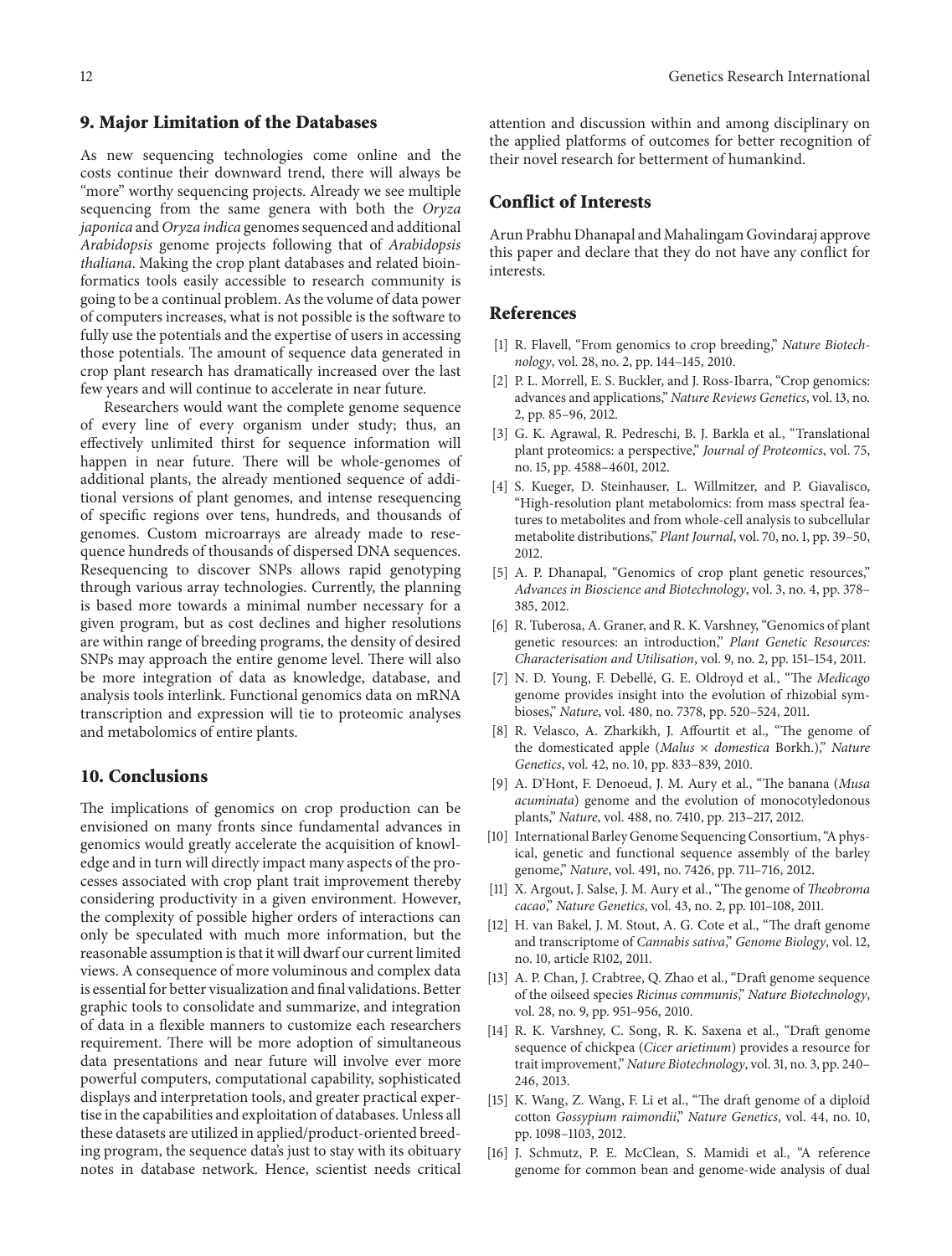## 9. Major Limitation of the Databases

As new sequencing technologies come online and the costs continue their downward trend, there will always be "more" worthy sequencing projects. Already we see multiple sequencing from the same genera with both the *Oryza japonica* and *Oryza indica* genomes sequenced and additional *Arabidopsis* genome projects following that of *Arabidopsis thaliana*. Making the crop plant databases and related bioinformatics tools easily accessible to research community is going to be a continual problem. As the volume of data power of computers increases, what is not possible is the software to fully use the potentials and the expertise of users in accessing those potentials. The amount of sequence data generated in crop plant research has dramatically increased over the last few years and will continue to accelerate in near future.

Researchers would want the complete genome sequence of every line of every organism under study; thus, an effectively unlimited thirst for sequence information will happen in near future. There will be whole-genomes of additional plants, the already mentioned sequence of additional versions of plant genomes, and intense resequencing of specific regions over tens, hundreds, and thousands of genomes. Custom microarrays are already made to resequence hundreds of thousands of dispersed DNA sequences. Resequencing to discover SNPs allows rapid genotyping through various array technologies. Currently, the planning is based more towards a minimal number necessary for a given program, but as cost declines and higher resolutions are within range of breeding programs, the density of desired SNPs may approach the entire genome level. There will also be more integration of data as knowledge, database, and analysis tools interlink. Functional genomics data on mRNA transcription and expression will tie to proteomic analyses and metabolomics of entire plants.

## 10. Conclusions

The implications of genomics on crop production can be envisioned on many fronts since fundamental advances in genomics would greatly accelerate the acquisition of knowledge and in turn will directly impact many aspects of the processes associated with crop plant trait improvement thereby considering productivity in a given environment. However, the complexity of possible higher orders of interactions can only be speculated with much more information, but the reasonable assumption is that it will dwarf our current limited views. A consequence of more voluminous and complex data is essential for better visualization and final validations. Better graphic tools to consolidate and summarize, and integration of data in a flexible manners to customize each researchers requirement. There will be more adoption of simultaneous data presentations and near future will involve ever more powerful computers, computational capability, sophisticated displays and interpretation tools, and greater practical expertise in the capabilities and exploitation of databases. Unless all these datasets are utilized in applied/product-oriented breeding program, the sequence data's just to stay with its obituary notes in database network. Hence, scientist needs critical attention and discussion within and among disciplinary on the applied platforms of outcomes for better recognition of their novel research for betterment of humankind.

## Conflict of Interests

Arun Prabhu Dhanapal and Mahalingam Govindaraj approve this paper and declare that they do not have any conflict for interests.

## References

[1] R. Flavell, "From genomics to crop breeding," *Nature Biotechnology*, vol. 28, no. 2, pp. 144–145, 2010.

[2] P. L. Morrell, E. S. Buckler, and J. Ross-Ibarra, "Crop genomics: advances and applications," *Nature Reviews Genetics*, vol. 13, no. 2, pp. 85–96, 2012.

[3] G. K. Agrawal, R. Pedreschi, B. J. Barkla et al., "Translational plant proteomics: a perspective," *Journal of Proteomics*, vol. 75, no. 15, pp. 4588–4601, 2012.

[4] S. Kueger, D. Steinhauser, L. Willmitzer, and P. Giavalisco, "High-resolution plant metabolomics: from mass spectral features to metabolites and from whole-cell analysis to subcellular metabolite distributions," *Plant Journal*, vol. 70, no. 1, pp. 39–50, 2012.

[5] A. P. Dhanapal, "Genomics of crop plant genetic resources," *Advances in Bioscience and Biotechnology*, vol. 3, no. 4, pp. 378–385, 2012.

[6] R. Tuberosa, A. Graner, and R. K. Varshney, "Genomics of plant genetic resources: an introduction," *Plant Genetic Resources: Characterisation and Utilisation*, vol. 9, no. 2, pp. 151–154, 2011.

[7] N. D. Young, F. Debellé, G. E. Oldroyd et al., "The *Medicago* genome provides insight into the evolution of rhizobial symbioses," *Nature*, vol. 480, no. 7378, pp. 520–524, 2011.

[8] R. Velasco, A. Zharkikh, J. Affourtit et al., "The genome of the domesticated apple (*Malus* × *domestica* Borkh.)," *Nature Genetics*, vol. 42, no. 10, pp. 833–839, 2010.

[9] A. D'Hont, F. Denoeud, J. M. Aury et al., "The banana (*Musa acuminata*) genome and the evolution of monocotyledonous plants," *Nature*, vol. 488, no. 7410, pp. 213–217, 2012.

[10] International Barley Genome Sequencing Consortium, "A physical, genetic and functional sequence assembly of the barley genome," *Nature*, vol. 491, no. 7426, pp. 711–716, 2012.

[11] X. Argout, J. Salse, J. M. Aury et al., "The genome of *Theobroma cacao*," *Nature Genetics*, vol. 43, no. 2, pp. 101–108, 2011.

[12] H. van Bakel, J. M. Stout, A. G. Cote et al., "The draft genome and transcriptome of *Cannabis sativa*," *Genome Biology*, vol. 12, no. 10, article R102, 2011.

[13] A. P. Chan, J. Crabtree, Q. Zhao et al., "Draft genome sequence of the oilseed species *Ricinus communis*," *Nature Biotechnology*, vol. 28, no. 9, pp. 951–956, 2010.

[14] R. K. Varshney, C. Song, R. K. Saxena et al., "Draft genome sequence of chickpea (*Cicer arietinum*) provides a resource for trait improvement," *Nature Biotechnology*, vol. 31, no. 3, pp. 240–246, 2013.

[15] K. Wang, Z. Wang, F. Li et al., "The draft genome of a diploid cotton *Gossypium raimondii*," *Nature Genetics*, vol. 44, no. 10, pp. 1098–1103, 2012.

[16] J. Schmutz, P. E. McClean, S. Mamidi et al., "A reference genome for common bean and genome-wide analysis of dual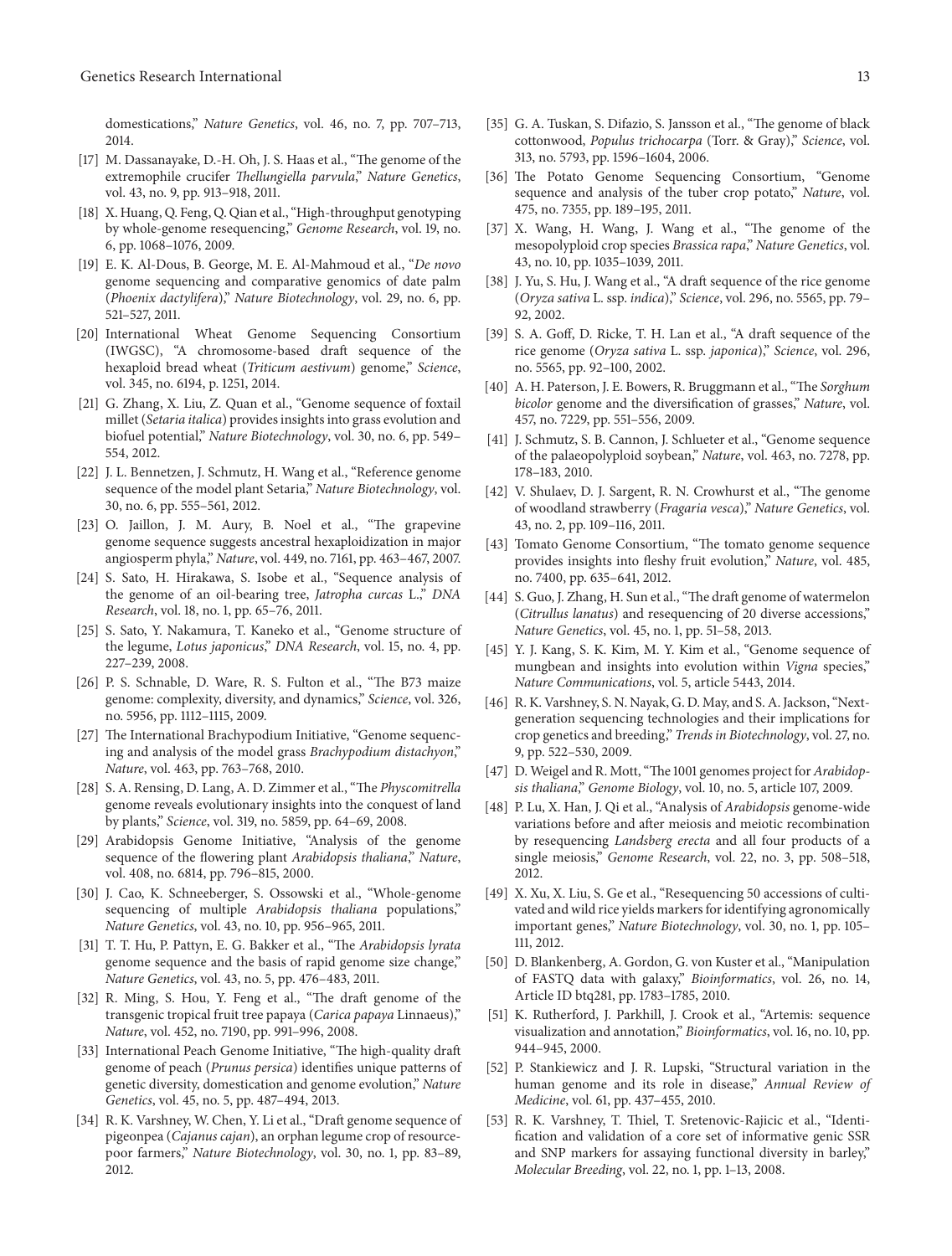domestications," *Nature Genetics*, vol. 46, no. 7, pp. 707–713, 2014.

[17] M. Dassanayake, D.-H. Oh, J. S. Haas et al., "The genome of the extremophile crucifer *Thellungiella parvula*," *Nature Genetics*, vol. 43, no. 9, pp. 913–918, 2011.

[18] X. Huang, Q. Feng, Q. Qian et al., "High-throughput genotyping by whole-genome resequencing," *Genome Research*, vol. 19, no. 6, pp. 1068–1076, 2009.

[19] E. K. Al-Dous, B. George, M. E. Al-Mahmoud et al., "*De novo* genome sequencing and comparative genomics of date palm (*Phoenix dactylifera*)," *Nature Biotechnology*, vol. 29, no. 6, pp. 521–527, 2011.

[20] International Wheat Genome Sequencing Consortium (IWGSC), "A chromosome-based draft sequence of the hexaploid bread wheat (*Triticum aestivum*) genome," *Science*, vol. 345, no. 6194, p. 1251, 2014.

[21] G. Zhang, X. Liu, Z. Quan et al., "Genome sequence of foxtail millet (*Setaria italica*) provides insights into grass evolution and biofuel potential," *Nature Biotechnology*, vol. 30, no. 6, pp. 549–554, 2012.

[22] J. L. Bennetzen, J. Schmutz, H. Wang et al., "Reference genome sequence of the model plant Setaria," *Nature Biotechnology*, vol. 30, no. 6, pp. 555–561, 2012.

[23] O. Jaillon, J. M. Aury, B. Noel et al., "The grapevine genome sequence suggests ancestral hexaploidization in major angiosperm phyla," *Nature*, vol. 449, no. 7161, pp. 463–467, 2007.

[24] S. Sato, H. Hirakawa, S. Isobe et al., "Sequence analysis of the genome of an oil-bearing tree, *Jatropha curcas* L.," *DNA Research*, vol. 18, no. 1, pp. 65–76, 2011.

[25] S. Sato, Y. Nakamura, T. Kaneko et al., "Genome structure of the legume, *Lotus japonicus*," *DNA Research*, vol. 15, no. 4, pp. 227–239, 2008.

[26] P. S. Schnable, D. Ware, R. S. Fulton et al., "The B73 maize genome: complexity, diversity, and dynamics," *Science*, vol. 326, no. 5956, pp. 1112–1115, 2009.

[27] The International Brachypodium Initiative, "Genome sequencing and analysis of the model grass *Brachypodium distachyon*," *Nature*, vol. 463, pp. 763–768, 2010.

[28] S. A. Rensing, D. Lang, A. D. Zimmer et al., "The *Physcomitrella* genome reveals evolutionary insights into the conquest of land by plants," *Science*, vol. 319, no. 5859, pp. 64–69, 2008.

[29] Arabidopsis Genome Initiative, "Analysis of the genome sequence of the flowering plant *Arabidopsis thaliana*," *Nature*, vol. 408, no. 6814, pp. 796–815, 2000.

[30] J. Cao, K. Schneeberger, S. Ossowski et al., "Whole-genome sequencing of multiple *Arabidopsis thaliana* populations," *Nature Genetics*, vol. 43, no. 10, pp. 956–965, 2011.

[31] T. T. Hu, P. Pattyn, E. G. Bakker et al., "The *Arabidopsis lyrata* genome sequence and the basis of rapid genome size change," *Nature Genetics*, vol. 43, no. 5, pp. 476–483, 2011.

[32] R. Ming, S. Hou, Y. Feng et al., "The draft genome of the transgenic tropical fruit tree papaya (*Carica papaya* Linnaeus)," *Nature*, vol. 452, no. 7190, pp. 991–996, 2008.

[33] International Peach Genome Initiative, "The high-quality draft genome of peach (*Prunus persica*) identifies unique patterns of genetic diversity, domestication and genome evolution," *Nature Genetics*, vol. 45, no. 5, pp. 487–494, 2013.

[34] R. K. Varshney, W. Chen, Y. Li et al., "Draft genome sequence of pigeonpea (*Cajanus cajan*), an orphan legume crop of resource-poor farmers," *Nature Biotechnology*, vol. 30, no. 1, pp. 83–89, 2012.

[35] G. A. Tuskan, S. Difazio, S. Jansson et al., "The genome of black cottonwood, *Populus trichocarpa* (Torr. & Gray)," *Science*, vol. 313, no. 5793, pp. 1596–1604, 2006.

[36] The Potato Genome Sequencing Consortium, "Genome sequence and analysis of the tuber crop potato," *Nature*, vol. 475, no. 7355, pp. 189–195, 2011.

[37] X. Wang, H. Wang, J. Wang et al., "The genome of the mesopolyploid crop species *Brassica rapa*," *Nature Genetics*, vol. 43, no. 10, pp. 1035–1039, 2011.

[38] J. Yu, S. Hu, J. Wang et al., "A draft sequence of the rice genome (*Oryza sativa* L. ssp. *indica*)," *Science*, vol. 296, no. 5565, pp. 79–92, 2002.

[39] S. A. Goff, D. Ricke, T. H. Lan et al., "A draft sequence of the rice genome (*Oryza sativa* L. ssp. *japonica*)," *Science*, vol. 296, no. 5565, pp. 92–100, 2002.

[40] A. H. Paterson, J. E. Bowers, R. Bruggmann et al., "The *Sorghum bicolor* genome and the diversification of grasses," *Nature*, vol. 457, no. 7229, pp. 551–556, 2009.

[41] J. Schmutz, S. B. Cannon, J. Schlueter et al., "Genome sequence of the palaeopolyploid soybean," *Nature*, vol. 463, no. 7278, pp. 178–183, 2010.

[42] V. Shulaev, D. J. Sargent, R. N. Crowhurst et al., "The genome of woodland strawberry (*Fragaria vesca*)," *Nature Genetics*, vol. 43, no. 2, pp. 109–116, 2011.

[43] Tomato Genome Consortium, "The tomato genome sequence provides insights into fleshy fruit evolution," *Nature*, vol. 485, no. 7400, pp. 635–641, 2012.

[44] S. Guo, J. Zhang, H. Sun et al., "The draft genome of watermelon (*Citrullus lanatus*) and resequencing of 20 diverse accessions," *Nature Genetics*, vol. 45, no. 1, pp. 51–58, 2013.

[45] Y. J. Kang, S. K. Kim, M. Y. Kim et al., "Genome sequence of mungbean and insights into evolution within *Vigna* species," *Nature Communications*, vol. 5, article 5443, 2014.

[46] R. K. Varshney, S. N. Nayak, G. D. May, and S. A. Jackson, "Next-generation sequencing technologies and their implications for crop genetics and breeding," *Trends in Biotechnology*, vol. 27, no. 9, pp. 522–530, 2009.

[47] D. Weigel and R. Mott, "The 1001 genomes project for *Arabidopsis thaliana*," *Genome Biology*, vol. 10, no. 5, article 107, 2009.

[48] P. Lu, X. Han, J. Qi et al., "Analysis of *Arabidopsis* genome-wide variations before and after meiosis and meiotic recombination by resequencing *Landsberg erecta* and all four products of a single meiosis," *Genome Research*, vol. 22, no. 3, pp. 508–518, 2012.

[49] X. Xu, X. Liu, S. Ge et al., "Resequencing 50 accessions of cultivated and wild rice yields markers for identifying agronomically important genes," *Nature Biotechnology*, vol. 30, no. 1, pp. 105–111, 2012.

[50] D. Blankenberg, A. Gordon, G. von Kuster et al., "Manipulation of FASTQ data with galaxy," *Bioinformatics*, vol. 26, no. 14, Article ID btq281, pp. 1783–1785, 2010.

[51] K. Rutherford, J. Parkhill, J. Crook et al., "Artemis: sequence visualization and annotation," *Bioinformatics*, vol. 16, no. 10, pp. 944–945, 2000.

[52] P. Stankiewicz and J. R. Lupski, "Structural variation in the human genome and its role in disease," *Annual Review of Medicine*, vol. 61, pp. 437–455, 2010.

[53] R. K. Varshney, T. Thiel, T. Sretenovic-Rajicic et al., "Identification and validation of a core set of informative genic SSR and SNP markers for assaying functional diversity in barley," *Molecular Breeding*, vol. 22, no. 1, pp. 1–13, 2008.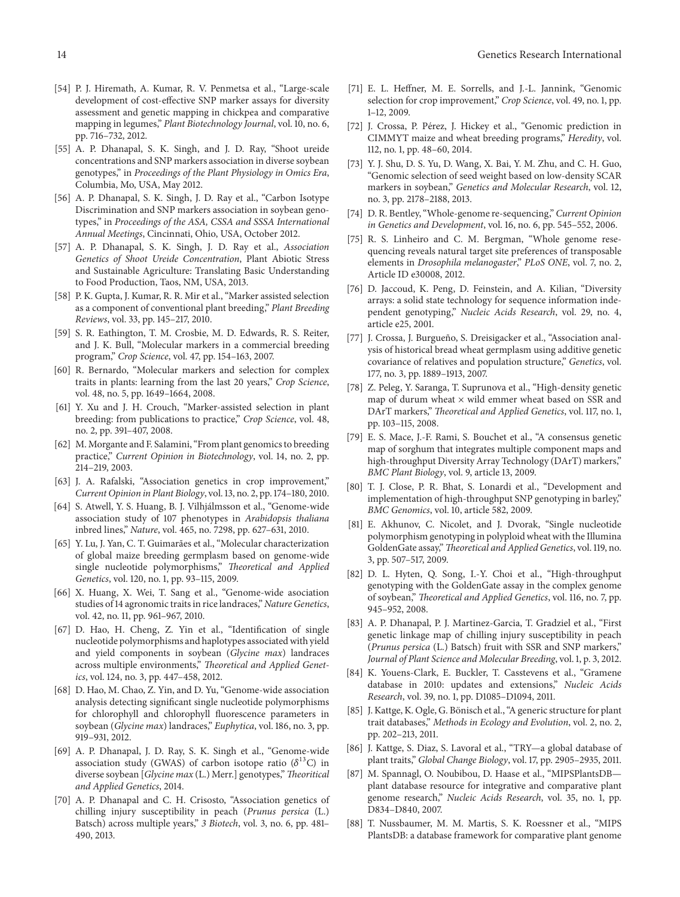[54] P. J. Hiremath, A. Kumar, R. V. Penmetsa et al., "Large-scale development of cost-effective SNP marker assays for diversity assessment and genetic mapping in chickpea and comparative mapping in legumes," *Plant Biotechnology Journal*, vol. 10, no. 6, pp. 716–732, 2012.

[55] A. P. Dhanapal, S. K. Singh, and J. D. Ray, "Shoot ureide concentrations and SNP markers association in diverse soybean genotypes," in *Proceedings of the Plant Physiology in Omics Era*, Columbia, Mo, USA, May 2012.

[56] A. P. Dhanapal, S. K. Singh, J. D. Ray et al., "Carbon Isotype Discrimination and SNP markers association in soybean genotypes," in *Proceedings of the ASA, CSSA and SSSA International Annual Meetings*, Cincinnati, Ohio, USA, October 2012.

[57] A. P. Dhanapal, S. K. Singh, J. D. Ray et al., *Association Genetics of Shoot Ureide Concentration*, Plant Abiotic Stress and Sustainable Agriculture: Translating Basic Understanding to Food Production, Taos, NM, USA, 2013.

[58] P. K. Gupta, J. Kumar, R. R. Mir et al., "Marker assisted selection as a component of conventional plant breeding," *Plant Breeding Reviews*, vol. 33, pp. 145–217, 2010.

[59] S. R. Eathington, T. M. Crosbie, M. D. Edwards, R. S. Reiter, and J. K. Bull, "Molecular markers in a commercial breeding program," *Crop Science*, vol. 47, pp. 154–163, 2007.

[60] R. Bernardo, "Molecular markers and selection for complex traits in plants: learning from the last 20 years," *Crop Science*, vol. 48, no. 5, pp. 1649–1664, 2008.

[61] Y. Xu and J. H. Crouch, "Marker-assisted selection in plant breeding: from publications to practice," *Crop Science*, vol. 48, no. 2, pp. 391–407, 2008.

[62] M. Morgante and F. Salamini, "From plant genomics to breeding practice," *Current Opinion in Biotechnology*, vol. 14, no. 2, pp. 214–219, 2003.

[63] J. A. Rafalski, "Association genetics in crop improvement," *Current Opinion in Plant Biology*, vol. 13, no. 2, pp. 174–180, 2010.

[64] S. Atwell, Y. S. Huang, B. J. Vilhjálmsson et al., "Genome-wide association study of 107 phenotypes in *Arabidopsis thaliana* inbred lines," *Nature*, vol. 465, no. 7298, pp. 627–631, 2010.

[65] Y. Lu, J. Yan, C. T. Guimarães et al., "Molecular characterization of global maize breeding germplasm based on genome-wide single nucleotide polymorphisms," *Theoretical and Applied Genetics*, vol. 120, no. 1, pp. 93–115, 2009.

[66] X. Huang, X. Wei, T. Sang et al., "Genome-wide association studies of 14 agronomic traits in rice landraces," *Nature Genetics*, vol. 42, no. 11, pp. 961–967, 2010.

[67] D. Hao, H. Cheng, Z. Yin et al., "Identification of single nucleotide polymorphisms and haplotypes associated with yield and yield components in soybean (*Glycine max*) landraces across multiple environments," *Theoretical and Applied Genetics*, vol. 124, no. 3, pp. 447–458, 2012.

[68] D. Hao, M. Chao, Z. Yin, and D. Yu, "Genome-wide association analysis detecting significant single nucleotide polymorphisms for chlorophyll and chlorophyll fluorescence parameters in soybean (*Glycine max*) landraces," *Euphytica*, vol. 186, no. 3, pp. 919–931, 2012.

[69] A. P. Dhanapal, J. D. Ray, S. K. Singh et al., "Genome-wide association study (GWAS) of carbon isotope ratio ($\delta^{13}$C) in diverse soybean [*Glycine max* (L.) Merr.] genotypes," *Theoritical and Applied Genetics*, 2014.

[70] A. P. Dhanapal and C. H. Crisosto, "Association genetics of chilling injury susceptibility in peach (*Prunus persica* (L.) Batsch) across multiple years," *3 Biotech*, vol. 3, no. 6, pp. 481–490, 2013.

[71] E. L. Heffner, M. E. Sorrells, and J.-L. Jannink, "Genomic selection for crop improvement," *Crop Science*, vol. 49, no. 1, pp. 1–12, 2009.

[72] J. Crossa, P. Pérez, J. Hickey et al., "Genomic prediction in CIMMYT maize and wheat breeding programs," *Heredity*, vol. 112, no. 1, pp. 48–60, 2014.

[73] Y. J. Shu, D. S. Yu, D. Wang, X. Bai, Y. M. Zhu, and C. H. Guo, "Genomic selection of seed weight based on low-density SCAR markers in soybean," *Genetics and Molecular Research*, vol. 12, no. 3, pp. 2178–2188, 2013.

[74] D. R. Bentley, "Whole-genome re-sequencing," *Current Opinion in Genetics and Development*, vol. 16, no. 6, pp. 545–552, 2006.

[75] R. S. Linheiro and C. M. Bergman, "Whole genome resequencing reveals natural target site preferences of transposable elements in *Drosophila melanogaster*," *PLoS ONE*, vol. 7, no. 2, Article ID e30008, 2012.

[76] D. Jaccoud, K. Peng, D. Feinstein, and A. Kilian, "Diversity arrays: a solid state technology for sequence information independent genotyping," *Nucleic Acids Research*, vol. 29, no. 4, article e25, 2001.

[77] J. Crossa, J. Burgueño, S. Dreisigacker et al., "Association analysis of historical bread wheat germplasm using additive genetic covariance of relatives and population structure," *Genetics*, vol. 177, no. 3, pp. 1889–1913, 2007.

[78] Z. Peleg, Y. Saranga, T. Suprunova et al., "High-density genetic map of durum wheat × wild emmer wheat based on SSR and DArT markers," *Theoretical and Applied Genetics*, vol. 117, no. 1, pp. 103–115, 2008.

[79] E. S. Mace, J.-F. Rami, S. Bouchet et al., "A consensus genetic map of sorghum that integrates multiple component maps and high-throughput Diversity Array Technology (DArT) markers," *BMC Plant Biology*, vol. 9, article 13, 2009.

[80] T. J. Close, P. R. Bhat, S. Lonardi et al., "Development and implementation of high-throughput SNP genotyping in barley," *BMC Genomics*, vol. 10, article 582, 2009.

[81] E. Akhunov, C. Nicolet, and J. Dvorak, "Single nucleotide polymorphism genotyping in polyploid wheat with the Illumina GoldenGate assay," *Theoretical and Applied Genetics*, vol. 119, no. 3, pp. 507–517, 2009.

[82] D. L. Hyten, Q. Song, I.-Y. Choi et al., "High-throughput genotyping with the GoldenGate assay in the complex genome of soybean," *Theoretical and Applied Genetics*, vol. 116, no. 7, pp. 945–952, 2008.

[83] A. P. Dhanapal, P. J. Martinez-Garcia, T. Gradziel et al., "First genetic linkage map of chilling injury susceptibility in peach (*Prunus persica* (L.) Batsch) fruit with SSR and SNP markers," *Journal of Plant Science and Molecular Breeding*, vol. 1, p. 3, 2012.

[84] K. Youens-Clark, E. Buckler, T. Casstevens et al., "Gramene database in 2010: updates and extensions," *Nucleic Acids Research*, vol. 39, no. 1, pp. D1085–D1094, 2011.

[85] J. Kattge, K. Ogle, G. Bönisch et al., "A generic structure for plant trait databases," *Methods in Ecology and Evolution*, vol. 2, no. 2, pp. 202–213, 2011.

[86] J. Kattge, S. Diaz, S. Lavoral et al., "TRY—a global database of plant traits," *Global Change Biology*, vol. 17, pp. 2905–2935, 2011.

[87] M. Spannagl, O. Noubibou, D. Haase et al., "MIPSPlantsDB—plant database resource for integrative and comparative plant genome research," *Nucleic Acids Research*, vol. 35, no. 1, pp. D834–D840, 2007.

[88] T. Nussbaumer, M. M. Martis, S. K. Roessner et al., "MIPS PlantsDB: a database framework for comparative plant genome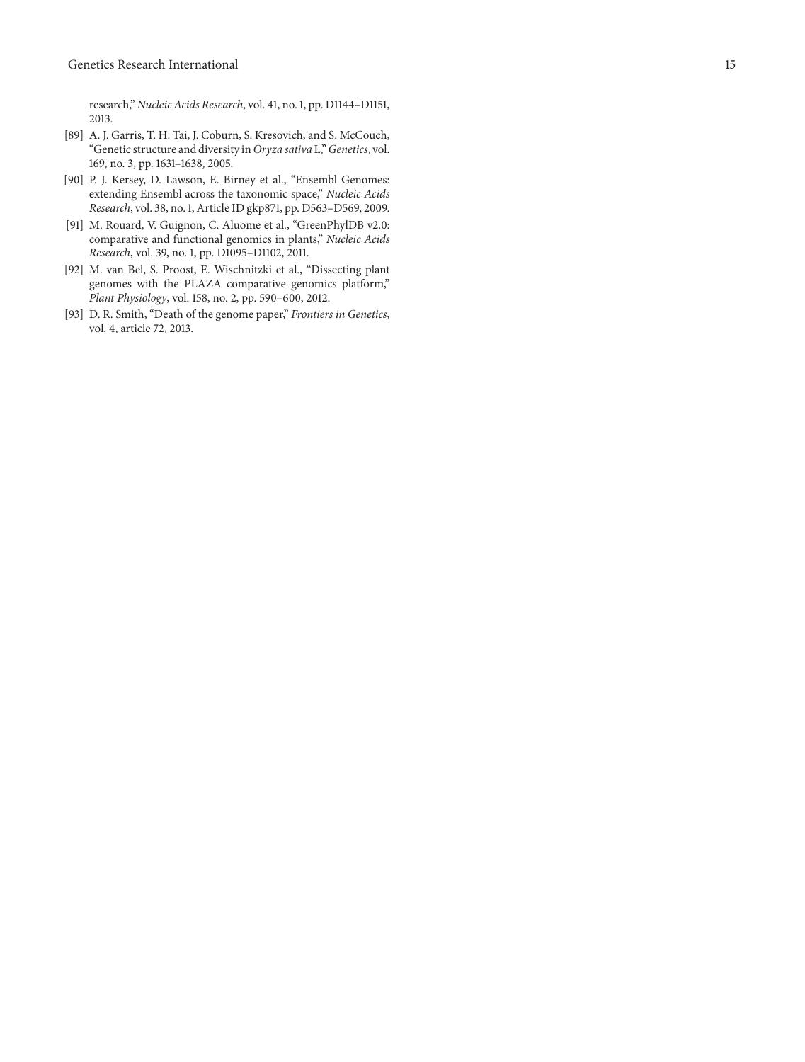research," *Nucleic Acids Research*, vol. 41, no. 1, pp. D1144–D1151, 2013.

[89] A. J. Garris, T. H. Tai, J. Coburn, S. Kresovich, and S. McCouch, "Genetic structure and diversity in *Oryza sativa* L," *Genetics*, vol. 169, no. 3, pp. 1631–1638, 2005.

[90] P. J. Kersey, D. Lawson, E. Birney et al., "Ensembl Genomes: extending Ensembl across the taxonomic space," *Nucleic Acids Research*, vol. 38, no. 1, Article ID gkp871, pp. D563–D569, 2009.

[91] M. Rouard, V. Guignon, C. Aluome et al., "GreenPhylDB v2.0: comparative and functional genomics in plants," *Nucleic Acids Research*, vol. 39, no. 1, pp. D1095–D1102, 2011.

[92] M. van Bel, S. Proost, E. Wischnitzki et al., "Dissecting plant genomes with the PLAZA comparative genomics platform," *Plant Physiology*, vol. 158, no. 2, pp. 590–600, 2012.

[93] D. R. Smith, "Death of the genome paper," *Frontiers in Genetics*, vol. 4, article 72, 2013.